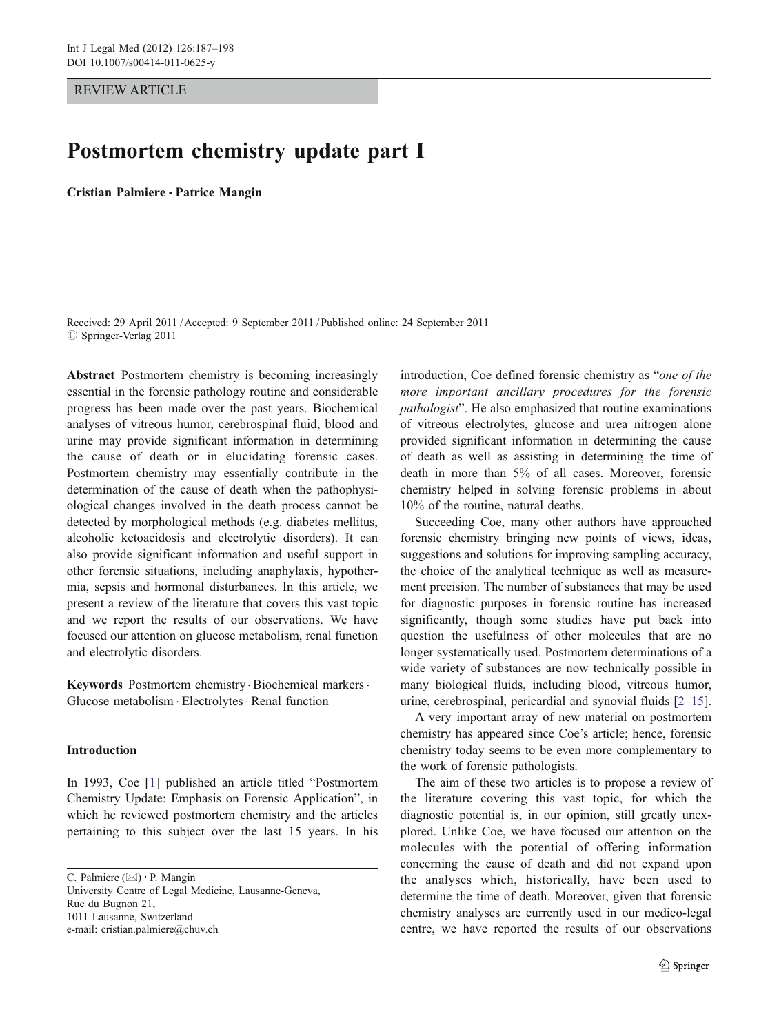REVIEW ARTICLE

# Postmortem chemistry update part I

**Cristian Palmiere · Patrice Mangin**

Received: 29 April 2011 / Accepted: 9 September 2011 / Published online: 24 September 2011
© Springer-Verlag 2011

**Abstract** Postmortem chemistry is becoming increasingly essential in the forensic pathology routine and considerable progress has been made over the past years. Biochemical analyses of vitreous humor, cerebrospinal fluid, blood and urine may provide significant information in determining the cause of death or in elucidating forensic cases. Postmortem chemistry may essentially contribute in the determination of the cause of death when the pathophysiological changes involved in the death process cannot be detected by morphological methods (e.g. diabetes mellitus, alcoholic ketoacidosis and electrolytic disorders). It can also provide significant information and useful support in other forensic situations, including anaphylaxis, hypothermia, sepsis and hormonal disturbances. In this article, we present a review of the literature that covers this vast topic and we report the results of our observations. We have focused our attention on glucose metabolism, renal function and electrolytic disorders.

**Keywords** Postmortem chemistry · Biochemical markers · Glucose metabolism · Electrolytes · Renal function

## Introduction

In 1993, Coe [1] published an article titled "Postmortem Chemistry Update: Emphasis on Forensic Application", in which he reviewed postmortem chemistry and the articles pertaining to this subject over the last 15 years. In his introduction, Coe defined forensic chemistry as "*one of the more important ancillary procedures for the forensic pathologist*". He also emphasized that routine examinations of vitreous electrolytes, glucose and urea nitrogen alone provided significant information in determining the cause of death as well as assisting in determining the time of death in more than 5% of all cases. Moreover, forensic chemistry helped in solving forensic problems in about 10% of the routine, natural deaths.

Succeeding Coe, many other authors have approached forensic chemistry bringing new points of views, ideas, suggestions and solutions for improving sampling accuracy, the choice of the analytical technique as well as measurement precision. The number of substances that may be used for diagnostic purposes in forensic routine has increased significantly, though some studies have put back into question the usefulness of other molecules that are no longer systematically used. Postmortem determinations of a wide variety of substances are now technically possible in many biological fluids, including blood, vitreous humor, urine, cerebrospinal, pericardial and synovial fluids [2–15].

A very important array of new material on postmortem chemistry has appeared since Coe's article; hence, forensic chemistry today seems to be even more complementary to the work of forensic pathologists.

The aim of these two articles is to propose a review of the literature covering this vast topic, for which the diagnostic potential is, in our opinion, still greatly unexplored. Unlike Coe, we have focused our attention on the molecules with the potential of offering information concerning the cause of death and did not expand upon the analyses which, historically, have been used to determine the time of death. Moreover, given that forensic chemistry analyses are currently used in our medico-legal centre, we have reported the results of our observations

C. Palmiere (✉) · P. Mangin
University Centre of Legal Medicine, Lausanne-Geneva,
Rue du Bugnon 21,
1011 Lausanne, Switzerland
e-mail: cristian.palmiere@chuv.ch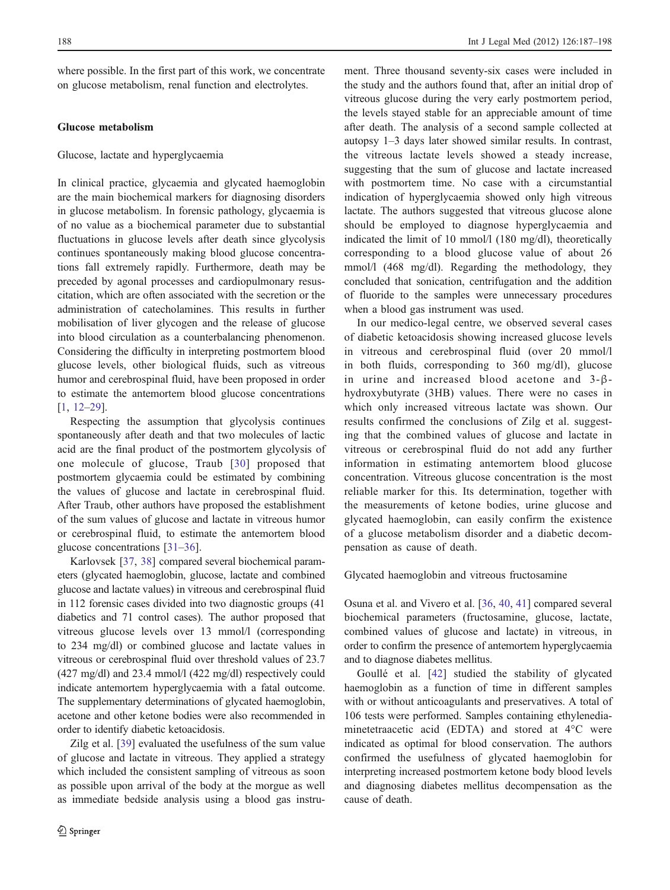where possible. In the first part of this work, we concentrate on glucose metabolism, renal function and electrolytes.

## Glucose metabolism

### Glucose, lactate and hyperglycaemia

In clinical practice, glycaemia and glycated haemoglobin are the main biochemical markers for diagnosing disorders in glucose metabolism. In forensic pathology, glycaemia is of no value as a biochemical parameter due to substantial fluctuations in glucose levels after death since glycolysis continues spontaneously making blood glucose concentrations fall extremely rapidly. Furthermore, death may be preceded by agonal processes and cardiopulmonary resuscitation, which are often associated with the secretion or the administration of catecholamines. This results in further mobilisation of liver glycogen and the release of glucose into blood circulation as a counterbalancing phenomenon. Considering the difficulty in interpreting postmortem blood glucose levels, other biological fluids, such as vitreous humor and cerebrospinal fluid, have been proposed in order to estimate the antemortem blood glucose concentrations [1, 12–29].

Respecting the assumption that glycolysis continues spontaneously after death and that two molecules of lactic acid are the final product of the postmortem glycolysis of one molecule of glucose, Traub [30] proposed that postmortem glycaemia could be estimated by combining the values of glucose and lactate in cerebrospinal fluid. After Traub, other authors have proposed the establishment of the sum values of glucose and lactate in vitreous humor or cerebrospinal fluid, to estimate the antemortem blood glucose concentrations [31–36].

Karlovsek [37, 38] compared several biochemical parameters (glycated haemoglobin, glucose, lactate and combined glucose and lactate values) in vitreous and cerebrospinal fluid in 112 forensic cases divided into two diagnostic groups (41 diabetics and 71 control cases). The author proposed that vitreous glucose levels over 13 mmol/l (corresponding to 234 mg/dl) or combined glucose and lactate values in vitreous or cerebrospinal fluid over threshold values of 23.7 (427 mg/dl) and 23.4 mmol/l (422 mg/dl) respectively could indicate antemortem hyperglycaemia with a fatal outcome. The supplementary determinations of glycated haemoglobin, acetone and other ketone bodies were also recommended in order to identify diabetic ketoacidosis.

Zilg et al. [39] evaluated the usefulness of the sum value of glucose and lactate in vitreous. They applied a strategy which included the consistent sampling of vitreous as soon as possible upon arrival of the body at the morgue as well as immediate bedside analysis using a blood gas instrument. Three thousand seventy-six cases were included in the study and the authors found that, after an initial drop of vitreous glucose during the very early postmortem period, the levels stayed stable for an appreciable amount of time after death. The analysis of a second sample collected at autopsy 1–3 days later showed similar results. In contrast, the vitreous lactate levels showed a steady increase, suggesting that the sum of glucose and lactate increased with postmortem time. No case with a circumstantial indication of hyperglycaemia showed only high vitreous lactate. The authors suggested that vitreous glucose alone should be employed to diagnose hyperglycaemia and indicated the limit of 10 mmol/l (180 mg/dl), theoretically corresponding to a blood glucose value of about 26 mmol/l (468 mg/dl). Regarding the methodology, they concluded that sonication, centrifugation and the addition of fluoride to the samples were unnecessary procedures when a blood gas instrument was used.

In our medico-legal centre, we observed several cases of diabetic ketoacidosis showing increased glucose levels in vitreous and cerebrospinal fluid (over 20 mmol/l in both fluids, corresponding to 360 mg/dl), glucose in urine and increased blood acetone and 3-β-hydroxybutyrate (3HB) values. There were no cases in which only increased vitreous lactate was shown. Our results confirmed the conclusions of Zilg et al. suggesting that the combined values of glucose and lactate in vitreous or cerebrospinal fluid do not add any further information in estimating antemortem blood glucose concentration. Vitreous glucose concentration is the most reliable marker for this. Its determination, together with the measurements of ketone bodies, urine glucose and glycated haemoglobin, can easily confirm the existence of a glucose metabolism disorder and a diabetic decompensation as cause of death.

### Glycated haemoglobin and vitreous fructosamine

Osuna et al. and Vivero et al. [36, 40, 41] compared several biochemical parameters (fructosamine, glucose, lactate, combined values of glucose and lactate) in vitreous, in order to confirm the presence of antemortem hyperglycaemia and to diagnose diabetes mellitus.

Goullé et al. [42] studied the stability of glycated haemoglobin as a function of time in different samples with or without anticoagulants and preservatives. A total of 106 tests were performed. Samples containing ethylenediaminetetraacetic acid (EDTA) and stored at 4°C were indicated as optimal for blood conservation. The authors confirmed the usefulness of glycated haemoglobin for interpreting increased postmortem ketone body blood levels and diagnosing diabetes mellitus decompensation as the cause of death.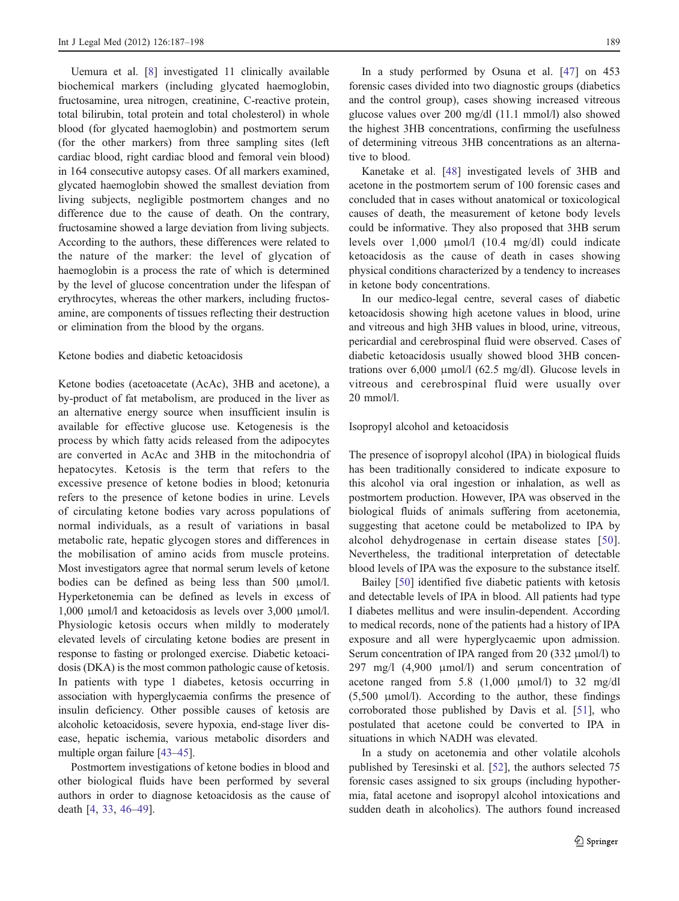Uemura et al. [8] investigated 11 clinically available biochemical markers (including glycated haemoglobin, fructosamine, urea nitrogen, creatinine, C-reactive protein, total bilirubin, total protein and total cholesterol) in whole blood (for glycated haemoglobin) and postmortem serum (for the other markers) from three sampling sites (left cardiac blood, right cardiac blood and femoral vein blood) in 164 consecutive autopsy cases. Of all markers examined, glycated haemoglobin showed the smallest deviation from living subjects, negligible postmortem changes and no difference due to the cause of death. On the contrary, fructosamine showed a large deviation from living subjects. According to the authors, these differences were related to the nature of the marker: the level of glycation of haemoglobin is a process the rate of which is determined by the level of glucose concentration under the lifespan of erythrocytes, whereas the other markers, including fructosamine, are components of tissues reflecting their destruction or elimination from the blood by the organs.

## Ketone bodies and diabetic ketoacidosis

Ketone bodies (acetoacetate (AcAc), 3HB and acetone), a by-product of fat metabolism, are produced in the liver as an alternative energy source when insufficient insulin is available for effective glucose use. Ketogenesis is the process by which fatty acids released from the adipocytes are converted in AcAc and 3HB in the mitochondria of hepatocytes. Ketosis is the term that refers to the excessive presence of ketone bodies in blood; ketonuria refers to the presence of ketone bodies in urine. Levels of circulating ketone bodies vary across populations of normal individuals, as a result of variations in basal metabolic rate, hepatic glycogen stores and differences in the mobilisation of amino acids from muscle proteins. Most investigators agree that normal serum levels of ketone bodies can be defined as being less than 500 μmol/l. Hyperketonemia can be defined as levels in excess of 1,000 μmol/l and ketoacidosis as levels over 3,000 μmol/l. Physiologic ketosis occurs when mildly to moderately elevated levels of circulating ketone bodies are present in response to fasting or prolonged exercise. Diabetic ketoacidosis (DKA) is the most common pathologic cause of ketosis. In patients with type 1 diabetes, ketosis occurring in association with hyperglycaemia confirms the presence of insulin deficiency. Other possible causes of ketosis are alcoholic ketoacidosis, severe hypoxia, end-stage liver disease, hepatic ischemia, various metabolic disorders and multiple organ failure [43–45].

Postmortem investigations of ketone bodies in blood and other biological fluids have been performed by several authors in order to diagnose ketoacidosis as the cause of death [4, 33, 46–49].

In a study performed by Osuna et al. [47] on 453 forensic cases divided into two diagnostic groups (diabetics and the control group), cases showing increased vitreous glucose values over 200 mg/dl (11.1 mmol/l) also showed the highest 3HB concentrations, confirming the usefulness of determining vitreous 3HB concentrations as an alternative to blood.

Kanetake et al. [48] investigated levels of 3HB and acetone in the postmortem serum of 100 forensic cases and concluded that in cases without anatomical or toxicological causes of death, the measurement of ketone body levels could be informative. They also proposed that 3HB serum levels over 1,000 μmol/l (10.4 mg/dl) could indicate ketoacidosis as the cause of death in cases showing physical conditions characterized by a tendency to increases in ketone body concentrations.

In our medico-legal centre, several cases of diabetic ketoacidosis showing high acetone values in blood, urine and vitreous and high 3HB values in blood, urine, vitreous, pericardial and cerebrospinal fluid were observed. Cases of diabetic ketoacidosis usually showed blood 3HB concentrations over 6,000 μmol/l (62.5 mg/dl). Glucose levels in vitreous and cerebrospinal fluid were usually over 20 mmol/l.

## Isopropyl alcohol and ketoacidosis

The presence of isopropyl alcohol (IPA) in biological fluids has been traditionally considered to indicate exposure to this alcohol via oral ingestion or inhalation, as well as postmortem production. However, IPA was observed in the biological fluids of animals suffering from acetonemia, suggesting that acetone could be metabolized to IPA by alcohol dehydrogenase in certain disease states [50]. Nevertheless, the traditional interpretation of detectable blood levels of IPA was the exposure to the substance itself.

Bailey [50] identified five diabetic patients with ketosis and detectable levels of IPA in blood. All patients had type I diabetes mellitus and were insulin-dependent. According to medical records, none of the patients had a history of IPA exposure and all were hyperglycaemic upon admission. Serum concentration of IPA ranged from 20 (332 μmol/l) to 297 mg/l (4,900 μmol/l) and serum concentration of acetone ranged from 5.8 (1,000 μmol/l) to 32 mg/dl (5,500 μmol/l). According to the author, these findings corroborated those published by Davis et al. [51], who postulated that acetone could be converted to IPA in situations in which NADH was elevated.

In a study on acetonemia and other volatile alcohols published by Teresinski et al. [52], the authors selected 75 forensic cases assigned to six groups (including hypothermia, fatal acetone and isopropyl alcohol intoxications and sudden death in alcoholics). The authors found increased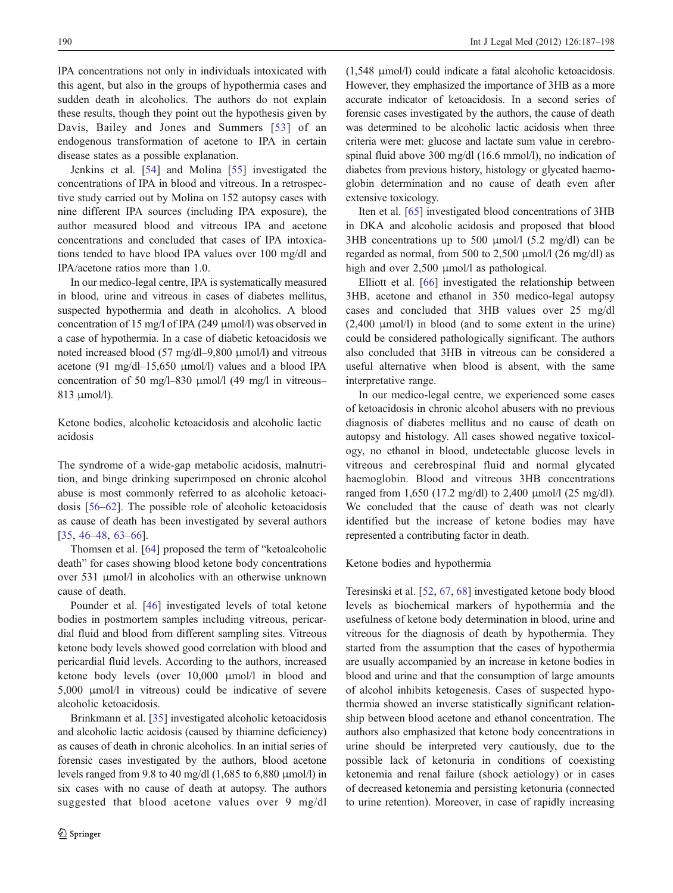IPA concentrations not only in individuals intoxicated with this agent, but also in the groups of hypothermia cases and sudden death in alcoholics. The authors do not explain these results, though they point out the hypothesis given by Davis, Bailey and Jones and Summers [53] of an endogenous transformation of acetone to IPA in certain disease states as a possible explanation.

Jenkins et al. [54] and Molina [55] investigated the concentrations of IPA in blood and vitreous. In a retrospective study carried out by Molina on 152 autopsy cases with nine different IPA sources (including IPA exposure), the author measured blood and vitreous IPA and acetone concentrations and concluded that cases of IPA intoxications tended to have blood IPA values over 100 mg/dl and IPA/acetone ratios more than 1.0.

In our medico-legal centre, IPA is systematically measured in blood, urine and vitreous in cases of diabetes mellitus, suspected hypothermia and death in alcoholics. A blood concentration of 15 mg/l of IPA (249 μmol/l) was observed in a case of hypothermia. In a case of diabetic ketoacidosis we noted increased blood (57 mg/dl–9,800 μmol/l) and vitreous acetone (91 mg/dl–15,650 μmol/l) values and a blood IPA concentration of 50 mg/l–830 μmol/l (49 mg/l in vitreous–813 μmol/l).

## Ketone bodies, alcoholic ketoacidosis and alcoholic lactic acidosis

The syndrome of a wide-gap metabolic acidosis, malnutrition, and binge drinking superimposed on chronic alcohol abuse is most commonly referred to as alcoholic ketoacidosis [56–62]. The possible role of alcoholic ketoacidosis as cause of death has been investigated by several authors [35, 46–48, 63–66].

Thomsen et al. [64] proposed the term of "ketoalcoholic death" for cases showing blood ketone body concentrations over 531 μmol/l in alcoholics with an otherwise unknown cause of death.

Pounder et al. [46] investigated levels of total ketone bodies in postmortem samples including vitreous, pericardial fluid and blood from different sampling sites. Vitreous ketone body levels showed good correlation with blood and pericardial fluid levels. According to the authors, increased ketone body levels (over 10,000 μmol/l in blood and 5,000 μmol/l in vitreous) could be indicative of severe alcoholic ketoacidosis.

Brinkmann et al. [35] investigated alcoholic ketoacidosis and alcoholic lactic acidosis (caused by thiamine deficiency) as causes of death in chronic alcoholics. In an initial series of forensic cases investigated by the authors, blood acetone levels ranged from 9.8 to 40 mg/dl (1,685 to 6,880 μmol/l) in six cases with no cause of death at autopsy. The authors suggested that blood acetone values over 9 mg/dl (1,548 μmol/l) could indicate a fatal alcoholic ketoacidosis. However, they emphasized the importance of 3HB as a more accurate indicator of ketoacidosis. In a second series of forensic cases investigated by the authors, the cause of death was determined to be alcoholic lactic acidosis when three criteria were met: glucose and lactate sum value in cerebrospinal fluid above 300 mg/dl (16.6 mmol/l), no indication of diabetes from previous history, histology or glycated haemoglobin determination and no cause of death even after extensive toxicology.

Iten et al. [65] investigated blood concentrations of 3HB in DKA and alcoholic acidosis and proposed that blood 3HB concentrations up to 500 μmol/l (5.2 mg/dl) can be regarded as normal, from 500 to 2,500 μmol/l (26 mg/dl) as high and over 2,500 μmol/l as pathological.

Elliott et al. [66] investigated the relationship between 3HB, acetone and ethanol in 350 medico-legal autopsy cases and concluded that 3HB values over 25 mg/dl (2,400 μmol/l) in blood (and to some extent in the urine) could be considered pathologically significant. The authors also concluded that 3HB in vitreous can be considered a useful alternative when blood is absent, with the same interpretative range.

In our medico-legal centre, we experienced some cases of ketoacidosis in chronic alcohol abusers with no previous diagnosis of diabetes mellitus and no cause of death on autopsy and histology. All cases showed negative toxicology, no ethanol in blood, undetectable glucose levels in vitreous and cerebrospinal fluid and normal glycated haemoglobin. Blood and vitreous 3HB concentrations ranged from 1,650 (17.2 mg/dl) to 2,400 μmol/l (25 mg/dl). We concluded that the cause of death was not clearly identified but the increase of ketone bodies may have represented a contributing factor in death.

## Ketone bodies and hypothermia

Teresinski et al. [52, 67, 68] investigated ketone body blood levels as biochemical markers of hypothermia and the usefulness of ketone body determination in blood, urine and vitreous for the diagnosis of death by hypothermia. They started from the assumption that the cases of hypothermia are usually accompanied by an increase in ketone bodies in blood and urine and that the consumption of large amounts of alcohol inhibits ketogenesis. Cases of suspected hypothermia showed an inverse statistically significant relationship between blood acetone and ethanol concentration. The authors also emphasized that ketone body concentrations in urine should be interpreted very cautiously, due to the possible lack of ketonuria in conditions of coexisting ketonemia and renal failure (shock aetiology) or in cases of decreased ketonemia and persisting ketonuria (connected to urine retention). Moreover, in case of rapidly increasing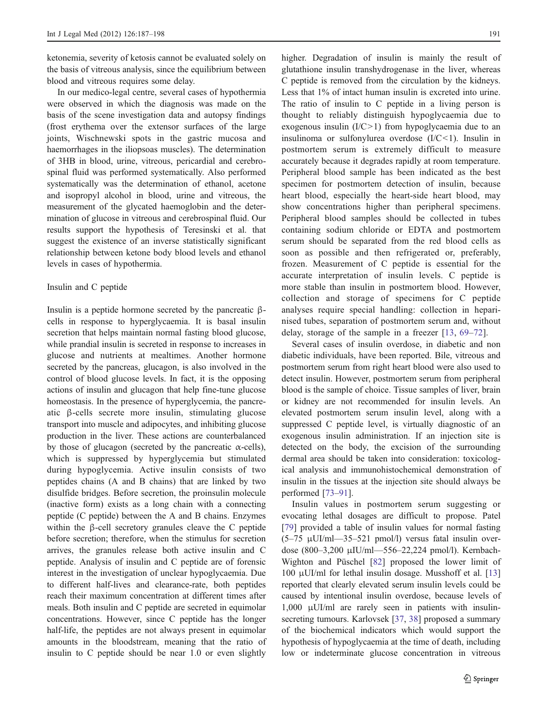ketonemia, severity of ketosis cannot be evaluated solely on the basis of vitreous analysis, since the equilibrium between blood and vitreous requires some delay.

In our medico-legal centre, several cases of hypothermia were observed in which the diagnosis was made on the basis of the scene investigation data and autopsy findings (frost erythema over the extensor surfaces of the large joints, Wischnewski spots in the gastric mucosa and haemorrhages in the iliopsoas muscles). The determination of 3HB in blood, urine, vitreous, pericardial and cerebrospinal fluid was performed systematically. Also performed systematically was the determination of ethanol, acetone and isopropyl alcohol in blood, urine and vitreous, the measurement of the glycated haemoglobin and the determination of glucose in vitreous and cerebrospinal fluid. Our results support the hypothesis of Teresinski et al. that suggest the existence of an inverse statistically significant relationship between ketone body blood levels and ethanol levels in cases of hypothermia.

### Insulin and C peptide

Insulin is a peptide hormone secreted by the pancreatic β-cells in response to hyperglycaemia. It is basal insulin secretion that helps maintain normal fasting blood glucose, while prandial insulin is secreted in response to increases in glucose and nutrients at mealtimes. Another hormone secreted by the pancreas, glucagon, is also involved in the control of blood glucose levels. In fact, it is the opposing actions of insulin and glucagon that help fine-tune glucose homeostasis. In the presence of hyperglycemia, the pancreatic β-cells secrete more insulin, stimulating glucose transport into muscle and adipocytes, and inhibiting glucose production in the liver. These actions are counterbalanced by those of glucagon (secreted by the pancreatic α-cells), which is suppressed by hyperglycemia but stimulated during hypoglycemia. Active insulin consists of two peptides chains (A and B chains) that are linked by two disulfide bridges. Before secretion, the proinsulin molecule (inactive form) exists as a long chain with a connecting peptide (C peptide) between the A and B chains. Enzymes within the β-cell secretory granules cleave the C peptide before secretion; therefore, when the stimulus for secretion arrives, the granules release both active insulin and C peptide. Analysis of insulin and C peptide are of forensic interest in the investigation of unclear hypoglycaemia. Due to different half-lives and clearance-rate, both peptides reach their maximum concentration at different times after meals. Both insulin and C peptide are secreted in equimolar concentrations. However, since C peptide has the longer half-life, the peptides are not always present in equimolar amounts in the bloodstream, meaning that the ratio of insulin to C peptide should be near 1.0 or even slightly higher. Degradation of insulin is mainly the result of glutathione insulin transhydrogenase in the liver, whereas C peptide is removed from the circulation by the kidneys. Less that 1% of intact human insulin is excreted into urine. The ratio of insulin to C peptide in a living person is thought to reliably distinguish hypoglycaemia due to exogenous insulin ($I/C>1$) from hypoglycaemia due to an insulinoma or sulfonylurea overdose ($I/C<1$). Insulin in postmortem serum is extremely difficult to measure accurately because it degrades rapidly at room temperature. Peripheral blood sample has been indicated as the best specimen for postmortem detection of insulin, because heart blood, especially the heart-side heart blood, may show concentrations higher than peripheral specimens. Peripheral blood samples should be collected in tubes containing sodium chloride or EDTA and postmortem serum should be separated from the red blood cells as soon as possible and then refrigerated or, preferably, frozen. Measurement of C peptide is essential for the accurate interpretation of insulin levels. C peptide is more stable than insulin in postmortem blood. However, collection and storage of specimens for C peptide analyses require special handling: collection in heparinised tubes, separation of postmortem serum and, without delay, storage of the sample in a freezer [13, 69–72].

Several cases of insulin overdose, in diabetic and non diabetic individuals, have been reported. Bile, vitreous and postmortem serum from right heart blood were also used to detect insulin. However, postmortem serum from peripheral blood is the sample of choice. Tissue samples of liver, brain or kidney are not recommended for insulin levels. An elevated postmortem serum insulin level, along with a suppressed C peptide level, is virtually diagnostic of an exogenous insulin administration. If an injection site is detected on the body, the excision of the surrounding dermal area should be taken into consideration: toxicological analysis and immunohistochemical demonstration of insulin in the tissues at the injection site should always be performed [73–91].

Insulin values in postmortem serum suggesting or evocating lethal dosages are difficult to propose. Patel [79] provided a table of insulin values for normal fasting (5–75 μUI/ml—35–521 pmol/l) versus fatal insulin overdose (800–3,200 μIU/ml—556–22,224 pmol/l). Kernbach-Wighton and Püschel [82] proposed the lower limit of 100 μUI/ml for lethal insulin dosage. Musshoff et al. [13] reported that clearly elevated serum insulin levels could be caused by intentional insulin overdose, because levels of 1,000 μUI/ml are rarely seen in patients with insulin-secreting tumours. Karlovsek [37, 38] proposed a summary of the biochemical indicators which would support the hypothesis of hypoglycaemia at the time of death, including low or indeterminate glucose concentration in vitreous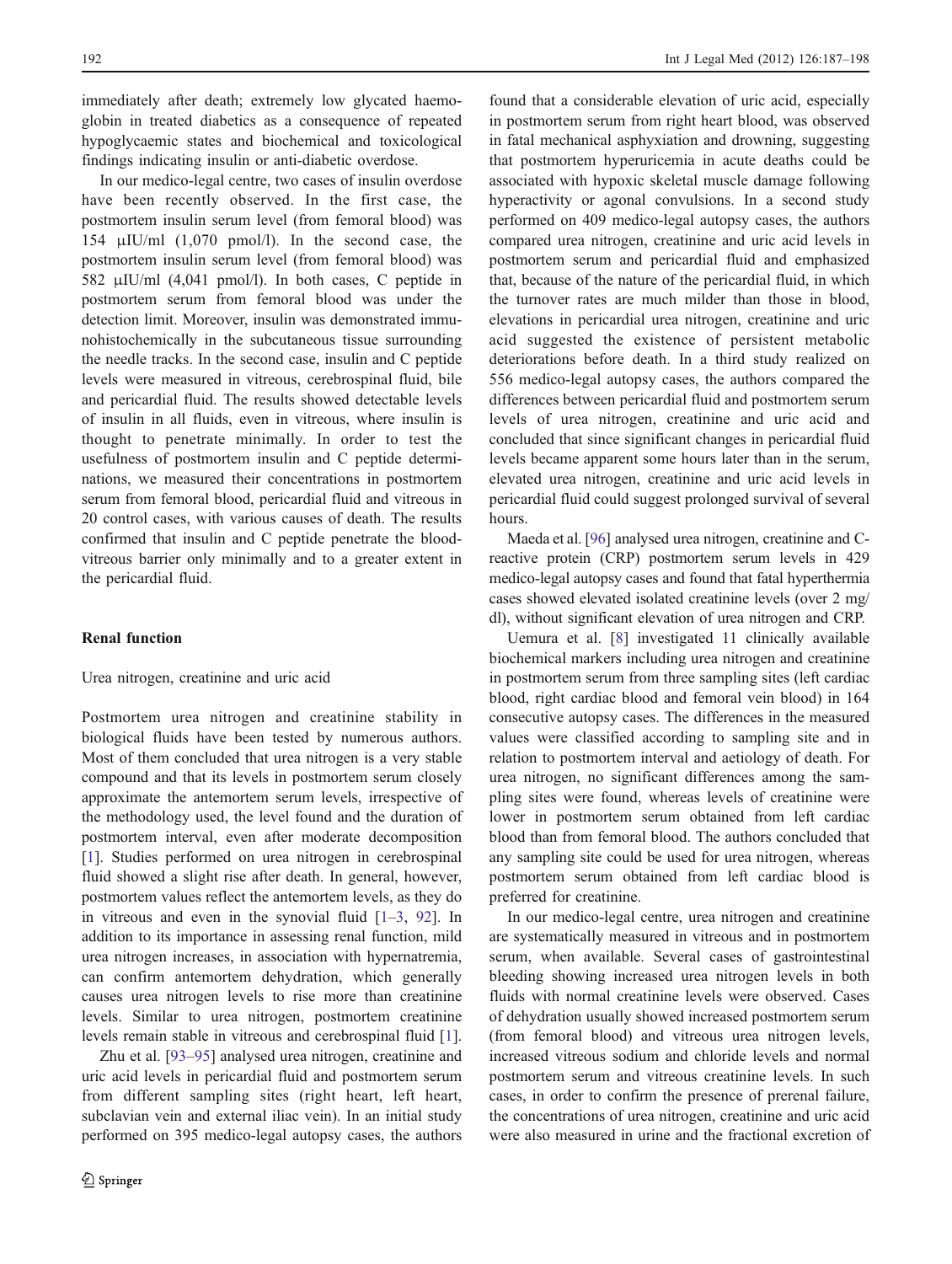immediately after death; extremely low glycated haemoglobin in treated diabetics as a consequence of repeated hypoglycaemic states and biochemical and toxicological findings indicating insulin or anti-diabetic overdose.

In our medico-legal centre, two cases of insulin overdose have been recently observed. In the first case, the postmortem insulin serum level (from femoral blood) was 154 μIU/ml (1,070 pmol/l). In the second case, the postmortem insulin serum level (from femoral blood) was 582 μIU/ml (4,041 pmol/l). In both cases, C peptide in postmortem serum from femoral blood was under the detection limit. Moreover, insulin was demonstrated immunohistochemically in the subcutaneous tissue surrounding the needle tracks. In the second case, insulin and C peptide levels were measured in vitreous, cerebrospinal fluid, bile and pericardial fluid. The results showed detectable levels of insulin in all fluids, even in vitreous, where insulin is thought to penetrate minimally. In order to test the usefulness of postmortem insulin and C peptide determinations, we measured their concentrations in postmortem serum from femoral blood, pericardial fluid and vitreous in 20 control cases, with various causes of death. The results confirmed that insulin and C peptide penetrate the blood-vitreous barrier only minimally and to a greater extent in the pericardial fluid.

## Renal function

### Urea nitrogen, creatinine and uric acid

Postmortem urea nitrogen and creatinine stability in biological fluids have been tested by numerous authors. Most of them concluded that urea nitrogen is a very stable compound and that its levels in postmortem serum closely approximate the antemortem serum levels, irrespective of the methodology used, the level found and the duration of postmortem interval, even after moderate decomposition [1]. Studies performed on urea nitrogen in cerebrospinal fluid showed a slight rise after death. In general, however, postmortem values reflect the antemortem levels, as they do in vitreous and even in the synovial fluid [1–3, 92]. In addition to its importance in assessing renal function, mild urea nitrogen increases, in association with hypernatremia, can confirm antemortem dehydration, which generally causes urea nitrogen levels to rise more than creatinine levels. Similar to urea nitrogen, postmortem creatinine levels remain stable in vitreous and cerebrospinal fluid [1].

Zhu et al. [93–95] analysed urea nitrogen, creatinine and uric acid levels in pericardial fluid and postmortem serum from different sampling sites (right heart, left heart, subclavian vein and external iliac vein). In an initial study performed on 395 medico-legal autopsy cases, the authors found that a considerable elevation of uric acid, especially in postmortem serum from right heart blood, was observed in fatal mechanical asphyxiation and drowning, suggesting that postmortem hyperuricemia in acute deaths could be associated with hypoxic skeletal muscle damage following hyperactivity or agonal convulsions. In a second study performed on 409 medico-legal autopsy cases, the authors compared urea nitrogen, creatinine and uric acid levels in postmortem serum and pericardial fluid and emphasized that, because of the nature of the pericardial fluid, in which the turnover rates are much milder than those in blood, elevations in pericardial urea nitrogen, creatinine and uric acid suggested the existence of persistent metabolic deteriorations before death. In a third study realized on 556 medico-legal autopsy cases, the authors compared the differences between pericardial fluid and postmortem serum levels of urea nitrogen, creatinine and uric acid and concluded that since significant changes in pericardial fluid levels became apparent some hours later than in the serum, elevated urea nitrogen, creatinine and uric acid levels in pericardial fluid could suggest prolonged survival of several hours.

Maeda et al. [96] analysed urea nitrogen, creatinine and C-reactive protein (CRP) postmortem serum levels in 429 medico-legal autopsy cases and found that fatal hyperthermia cases showed elevated isolated creatinine levels (over 2 mg/dl), without significant elevation of urea nitrogen and CRP.

Uemura et al. [8] investigated 11 clinically available biochemical markers including urea nitrogen and creatinine in postmortem serum from three sampling sites (left cardiac blood, right cardiac blood and femoral vein blood) in 164 consecutive autopsy cases. The differences in the measured values were classified according to sampling site and in relation to postmortem interval and aetiology of death. For urea nitrogen, no significant differences among the sampling sites were found, whereas levels of creatinine were lower in postmortem serum obtained from left cardiac blood than from femoral blood. The authors concluded that any sampling site could be used for urea nitrogen, whereas postmortem serum obtained from left cardiac blood is preferred for creatinine.

In our medico-legal centre, urea nitrogen and creatinine are systematically measured in vitreous and in postmortem serum, when available. Several cases of gastrointestinal bleeding showing increased urea nitrogen levels in both fluids with normal creatinine levels were observed. Cases of dehydration usually showed increased postmortem serum (from femoral blood) and vitreous urea nitrogen levels, increased vitreous sodium and chloride levels and normal postmortem serum and vitreous creatinine levels. In such cases, in order to confirm the presence of prerenal failure, the concentrations of urea nitrogen, creatinine and uric acid were also measured in urine and the fractional excretion of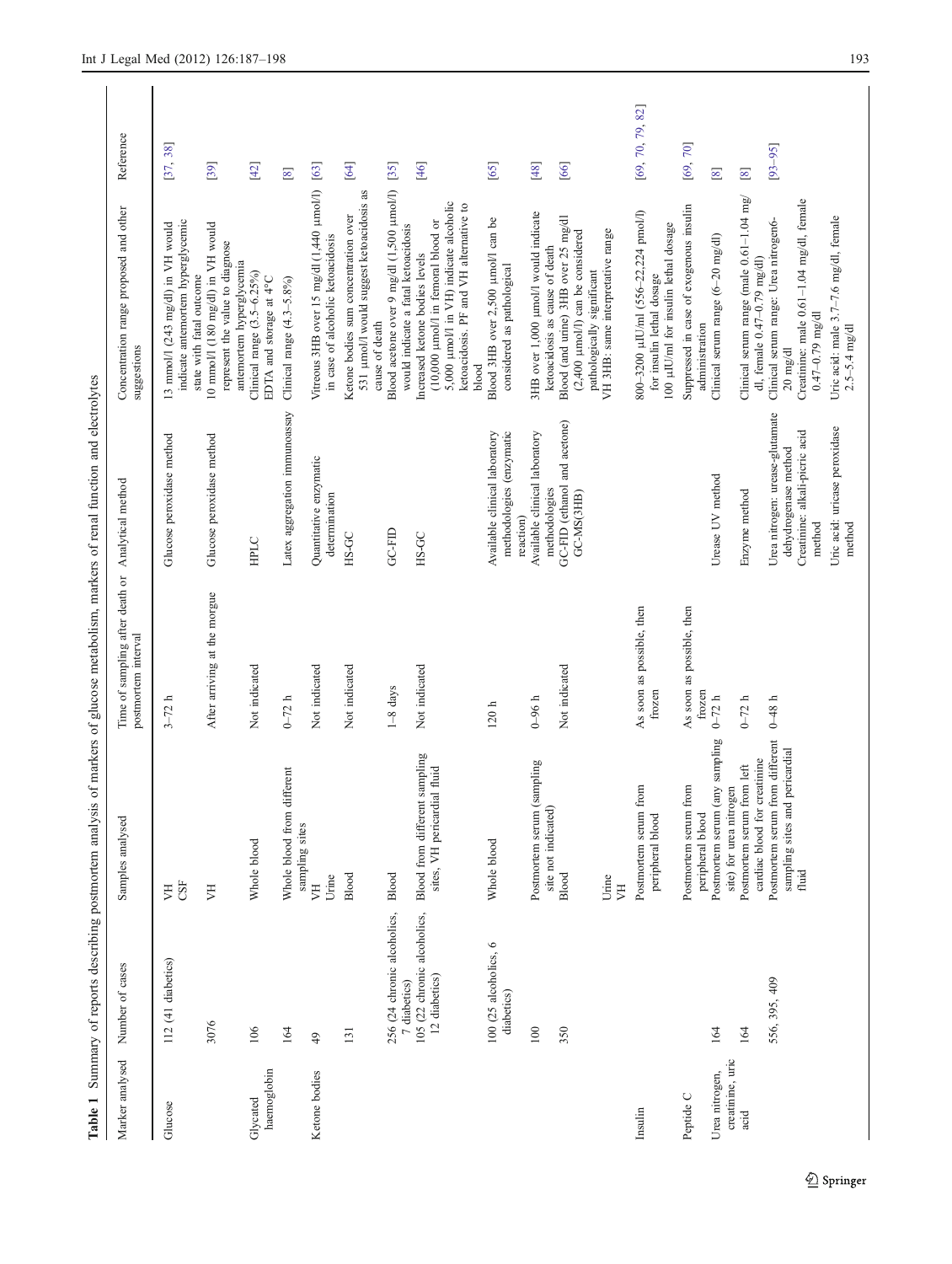**Table 1** Summary of reports describing postmortem analysis of markers of glucose metabolism, markers of renal function and electrolytes

| Marker analysed | Number of cases | Samples analysed | Time of sampling after death or postmortem interval | Analytical method | Concentration range proposed and other suggestions | Reference |
|---|---|---|---|---|---|---|
| Glucose | 112 (41 diabetics) | VH<br>CSF | 3–72 h | Glucose peroxidase method | 13 mmol/l (243 mg/dl) in VH would indicate antemortem hyperglycemic state with fatal outcome | [37, 38] |
| | 3076 | VH | After arriving at the morgue | Glucose peroxidase method | 10 mmol/l (180 mg/dl) in VH would represent the value to diagnose antemortem hyperglycemia | [39] |
| Glycated haemoglobin | 106 | Whole blood | Not indicated | HPLC | Clinical range (3.5–6.25%)<br>EDTA and storage at 4°C | [42] |
| | 164 | Whole blood from different sampling sites | 0–72 h | Latex aggregation immunoassay | Clinical range (4.3–5.8%) | [8] |
| Ketone bodies | 49 | VH<br>Urine | Not indicated | Quantitative enzymatic determination | Vitreous 3HB over 15 mg/dl (1,440 μmol/l) in case of alcoholic ketoacidosis | [63] |
| | 131 | Blood | Not indicated | HS-GC | Ketone bodies sum concentration over 531 μmol/l would suggest ketoacidosis as cause of death | [64] |
| | 256 (24 chronic alcoholics, 7 diabetics) | Blood | 1–8 days | GC-FID | Blood acetone over 9 mg/dl (1,500 μmol/l) would indicate a fatal ketoacidosis | [35] |
| | 105 (22 chronic alcoholics, 12 diabetics) | Blood from different sampling sites, VH pericardial fluid | Not indicated | HS-GC | Increased ketone bodies levels (10,000 μmol/l in femoral blood or 5,000 μmol/l in VH) indicate alcoholic ketoacidosis. PF and VH alternative to blood | [46] |
| | 100 (25 alcoholics, 6 diabetics) | Whole blood | 120 h | Available clinical laboratory methodologies (enzymatic reaction) | Blood 3HB over 2,500 μmol/l can be considered as pathological | [65] |
| | 100 | Postmortem serum (sampling site not indicated) | 0–96 h | Available clinical laboratory methodologies | 3HB over 1,000 μmol/l would indicate ketoacidosis as cause of death | [48] |
| | 350 | Blood<br><br>Urine<br>VH | Not indicated | GC-FID (ethanol and acetone)<br>GC-MS(3HB) | Blood (and urine) 3HB over 25 mg/dl (2,400 μmol/l) can be considered pathologically significant<br>VH 3HB: same interpretative range | [66] |
| Insulin | | Postmortem serum from peripheral blood | As soon as possible, then frozen | | 800–3200 μIU/ml (556–22,224 pmol/l) for insulin lethal dosage<br>100 μIU/ml for insulin lethal dosage | [69, 70, 79, 82] |
| Peptide C | | Postmortem serum from peripheral blood | As soon as possible, then frozen | | Suppressed in case of exogenous insulin administration | [69, 70] |
| Urea nitrogen, creatinine, uric acid | 164 | Postmortem serum (any sampling site) for urea nitrogen | 0–72 h | Urease UV method | Clinical serum range (6–20 mg/dl) | [8] |
| | 164 | Postmortem serum from left cardiac blood for creatinine | 0–72 h | Enzyme method | Clinical serum range (male 0.61–1.04 mg/dl, female 0.47–0.79 mg/dl) | [8] |
| | 556, 395, 409 | Postmortem serum from different sampling sites and pericardial fluid | 0–48 h | Urea nitrogen: urease-glutamate dehydrogenase method<br>Creatinine: alkali-picric acid method<br>Uric acid: uricase peroxidase method | Clinical serum range: Urea nitrogen6–20 mg/dl<br>Creatinine: male 0.61–1.04 mg/dl, female 0.47–0.79 mg/dl<br>Uric acid: male 3.7–7.6 mg/dl, female 2.5–5.4 mg/dl | [93–95] |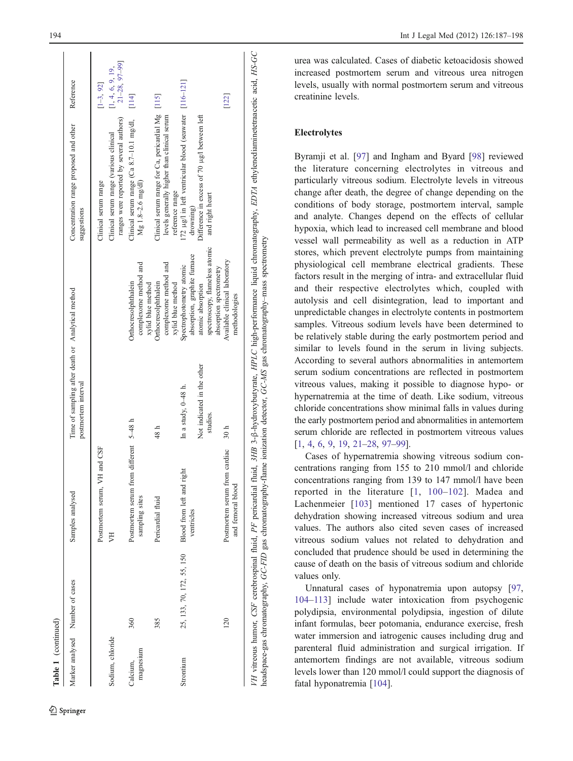Table 1 (continued)

| Marker analysed | Number of cases | Samples analysed | Time of sampling after death or postmortem interval | Analytical method | Concentration range proposed and other suggestions | Reference |
|---|---|---|---|---|---|---|
| | | Postmortem serum, VH and CSF | | | Clinical serum range | [1–3, 92] |
| Sodium, chloride | | VH | | | Clinical serum range (various clinical ranges were reported by several authors) | [1, 4, 6, 9, 19, 21–28, 97–99] |
| Calcium, magnesium | 360 | Postmortem serum from different sampling sites | 5–48 h | Orthocresolphthalein complexone method and xylid blue method | Clinical serum range (Ca 8.7–10.1 mg/dl, Mg 1.8–2.6 mg/dl) | [114] |
| | 385 | Pericardial fluid | 48 h | Orthocresolphthalein complexone method and xylid blue method | Clinical serum range for Ca, pericardial Mg levels generally higher than clinical serum reference range | [115] |
| Strontium | 25, 133, 70, 172, 55, 150 | Blood from left and right ventricles | In a study, 0–48 h. Not indicated in the other studies. | Spectrophotometry atomic absorption, graphite furnace atomic absorption spectroscopy, flameless atomic absorption spectrometry | 172 μg/l in left ventricular blood (seawater drowning) Difference in excess of 70 μg/l between left and right heart | [116–121] |
| | 120 | Postmortem serum from cardiac and femoral blood | 30 h | Available clinical laboratory methodologies | | [122] |

*VH* vitreous humor, *CSF* cerebrospinal fluid, *PF* pericardial fluid, *3HB* 3-β-hydroxybutyrate, *HPLC* high-performance liquid chromatography, *EDTA* ethylenediaminetetraacetic acid, *HS-GC* headspace-gas chromatography, *GC-FID* gas chromatography-flame ionization detector, *GC-MS* gas chromatography–mass spectrometry

urea was calculated. Cases of diabetic ketoacidosis showed increased postmortem serum and vitreous urea nitrogen levels, usually with normal postmortem serum and vitreous creatinine levels.

## Electrolytes

Byramji et al. [97] and Ingham and Byard [98] reviewed the literature concerning electrolytes in vitreous and particularly vitreous sodium. Electrolyte levels in vitreous change after death, the degree of change depending on the conditions of body storage, postmortem interval, sample and analyte. Changes depend on the effects of cellular hypoxia, which lead to increased cell membrane and blood vessel wall permeability as well as a reduction in ATP stores, which prevent electrolyte pumps from maintaining physiological cell membrane electrical gradients. These factors result in the merging of intra- and extracellular fluid and their respective electrolytes which, coupled with autolysis and cell disintegration, lead to important and unpredictable changes in electrolyte contents in postmortem samples. Vitreous sodium levels have been determined to be relatively stable during the early postmortem period and similar to levels found in the serum in living subjects. According to several authors abnormalities in antemortem serum sodium concentrations are reflected in postmortem vitreous values, making it possible to diagnose hypo- or hypernatremia at the time of death. Like sodium, vitreous chloride concentrations show minimal falls in values during the early postmortem period and abnormalities in antemortem serum chloride are reflected in postmortem vitreous values [1, 4, 6, 9, 19, 21–28, 97–99].

Cases of hypernatremia showing vitreous sodium concentrations ranging from 155 to 210 mmol/l and chloride concentrations ranging from 139 to 147 mmol/l have been reported in the literature [1, 100–102]. Madea and Lachenmeier [103] mentioned 17 cases of hypertonic dehydration showing increased vitreous sodium and urea values. The authors also cited seven cases of increased vitreous sodium values not related to dehydration and concluded that prudence should be used in determining the cause of death on the basis of vitreous sodium and chloride values only.

Unnatural cases of hyponatremia upon autopsy [97, 104–113] include water intoxication from psychogenic polydipsia, environmental polydipsia, ingestion of dilute infant formulas, beer potomania, endurance exercise, fresh water immersion and iatrogenic causes including drug and parenteral fluid administration and surgical irrigation. If antemortem findings are not available, vitreous sodium levels lower than 120 mmol/l could support the diagnosis of fatal hyponatremia [104].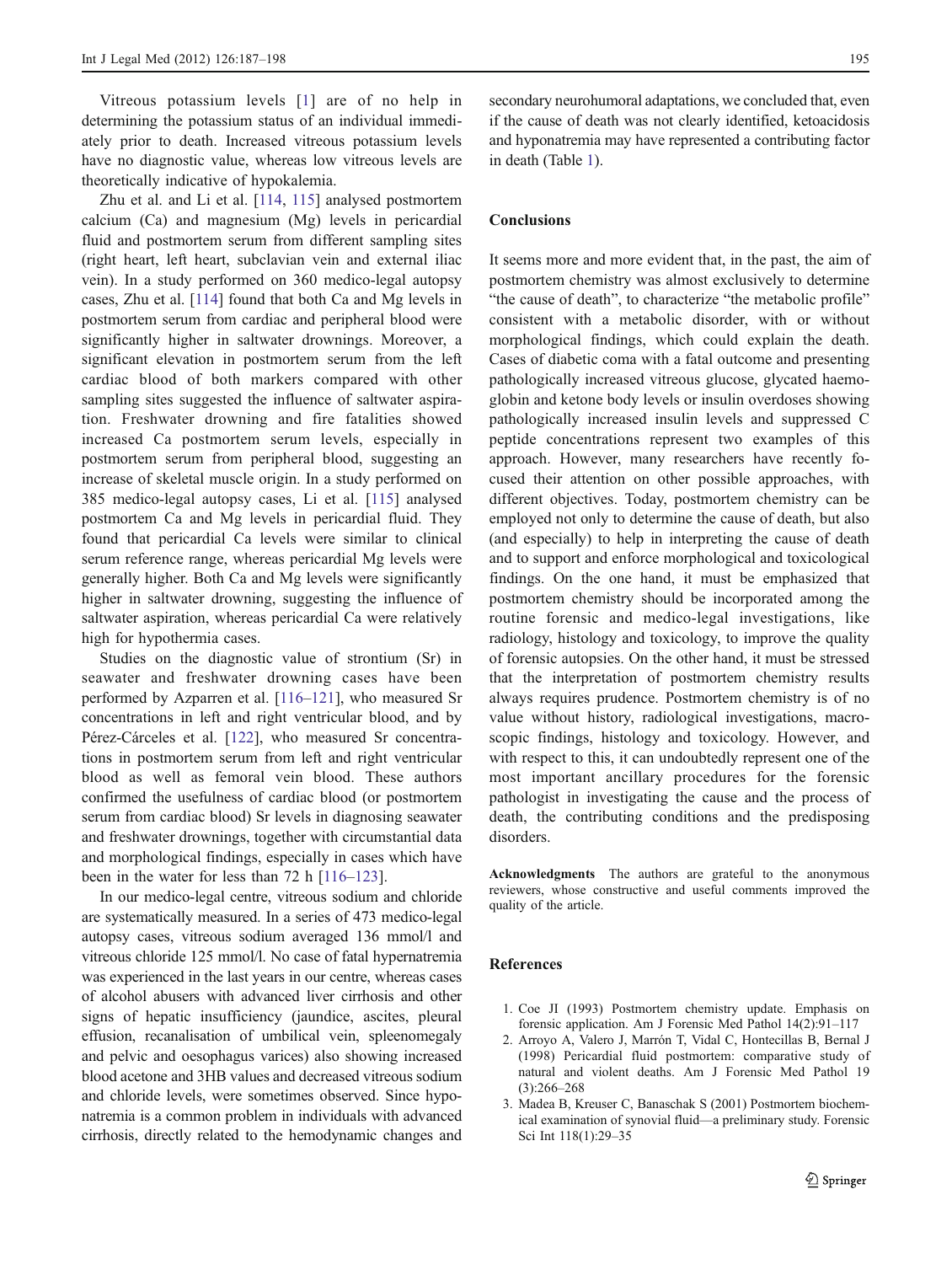Vitreous potassium levels [1] are of no help in determining the potassium status of an individual immediately prior to death. Increased vitreous potassium levels have no diagnostic value, whereas low vitreous levels are theoretically indicative of hypokalemia.

Zhu et al. and Li et al. [114, 115] analysed postmortem calcium (Ca) and magnesium (Mg) levels in pericardial fluid and postmortem serum from different sampling sites (right heart, left heart, subclavian vein and external iliac vein). In a study performed on 360 medico-legal autopsy cases, Zhu et al. [114] found that both Ca and Mg levels in postmortem serum from cardiac and peripheral blood were significantly higher in saltwater drownings. Moreover, a significant elevation in postmortem serum from the left cardiac blood of both markers compared with other sampling sites suggested the influence of saltwater aspiration. Freshwater drowning and fire fatalities showed increased Ca postmortem serum levels, especially in postmortem serum from peripheral blood, suggesting an increase of skeletal muscle origin. In a study performed on 385 medico-legal autopsy cases, Li et al. [115] analysed postmortem Ca and Mg levels in pericardial fluid. They found that pericardial Ca levels were similar to clinical serum reference range, whereas pericardial Mg levels were generally higher. Both Ca and Mg levels were significantly higher in saltwater drowning, suggesting the influence of saltwater aspiration, whereas pericardial Ca were relatively high for hypothermia cases.

Studies on the diagnostic value of strontium (Sr) in seawater and freshwater drowning cases have been performed by Azparren et al. [116–121], who measured Sr concentrations in left and right ventricular blood, and by Pérez-Cárceles et al. [122], who measured Sr concentrations in postmortem serum from left and right ventricular blood as well as femoral vein blood. These authors confirmed the usefulness of cardiac blood (or postmortem serum from cardiac blood) Sr levels in diagnosing seawater and freshwater drownings, together with circumstantial data and morphological findings, especially in cases which have been in the water for less than 72 h [116–123].

In our medico-legal centre, vitreous sodium and chloride are systematically measured. In a series of 473 medico-legal autopsy cases, vitreous sodium averaged 136 mmol/l and vitreous chloride 125 mmol/l. No case of fatal hypernatremia was experienced in the last years in our centre, whereas cases of alcohol abusers with advanced liver cirrhosis and other signs of hepatic insufficiency (jaundice, ascites, pleural effusion, recanalisation of umbilical vein, spleenomegaly and pelvic and oesophagus varices) also showing increased blood acetone and 3HB values and decreased vitreous sodium and chloride levels, were sometimes observed. Since hyponatremia is a common problem in individuals with advanced cirrhosis, directly related to the hemodynamic changes and secondary neurohumoral adaptations, we concluded that, even if the cause of death was not clearly identified, ketoacidosis and hyponatremia may have represented a contributing factor in death (Table 1).

## Conclusions

It seems more and more evident that, in the past, the aim of postmortem chemistry was almost exclusively to determine "the cause of death", to characterize "the metabolic profile" consistent with a metabolic disorder, with or without morphological findings, which could explain the death. Cases of diabetic coma with a fatal outcome and presenting pathologically increased vitreous glucose, glycated haemoglobin and ketone body levels or insulin overdoses showing pathologically increased insulin levels and suppressed C peptide concentrations represent two examples of this approach. However, many researchers have recently focused their attention on other possible approaches, with different objectives. Today, postmortem chemistry can be employed not only to determine the cause of death, but also (and especially) to help in interpreting the cause of death and to support and enforce morphological and toxicological findings. On the one hand, it must be emphasized that postmortem chemistry should be incorporated among the routine forensic and medico-legal investigations, like radiology, histology and toxicology, to improve the quality of forensic autopsies. On the other hand, it must be stressed that the interpretation of postmortem chemistry results always requires prudence. Postmortem chemistry is of no value without history, radiological investigations, macroscopic findings, histology and toxicology. However, and with respect to this, it can undoubtedly represent one of the most important ancillary procedures for the forensic pathologist in investigating the cause and the process of death, the contributing conditions and the predisposing disorders.

**Acknowledgments** The authors are grateful to the anonymous reviewers, whose constructive and useful comments improved the quality of the article.

## References

1. Coe JI (1993) Postmortem chemistry update. Emphasis on forensic application. Am J Forensic Med Pathol 14(2):91–117
2. Arroyo A, Valero J, Marrón T, Vidal C, Hontecillas B, Bernal J (1998) Pericardial fluid postmortem: comparative study of natural and violent deaths. Am J Forensic Med Pathol 19 (3):266–268
3. Madea B, Kreuser C, Banaschak S (2001) Postmortem biochemical examination of synovial fluid—a preliminary study. Forensic Sci Int 118(1):29–35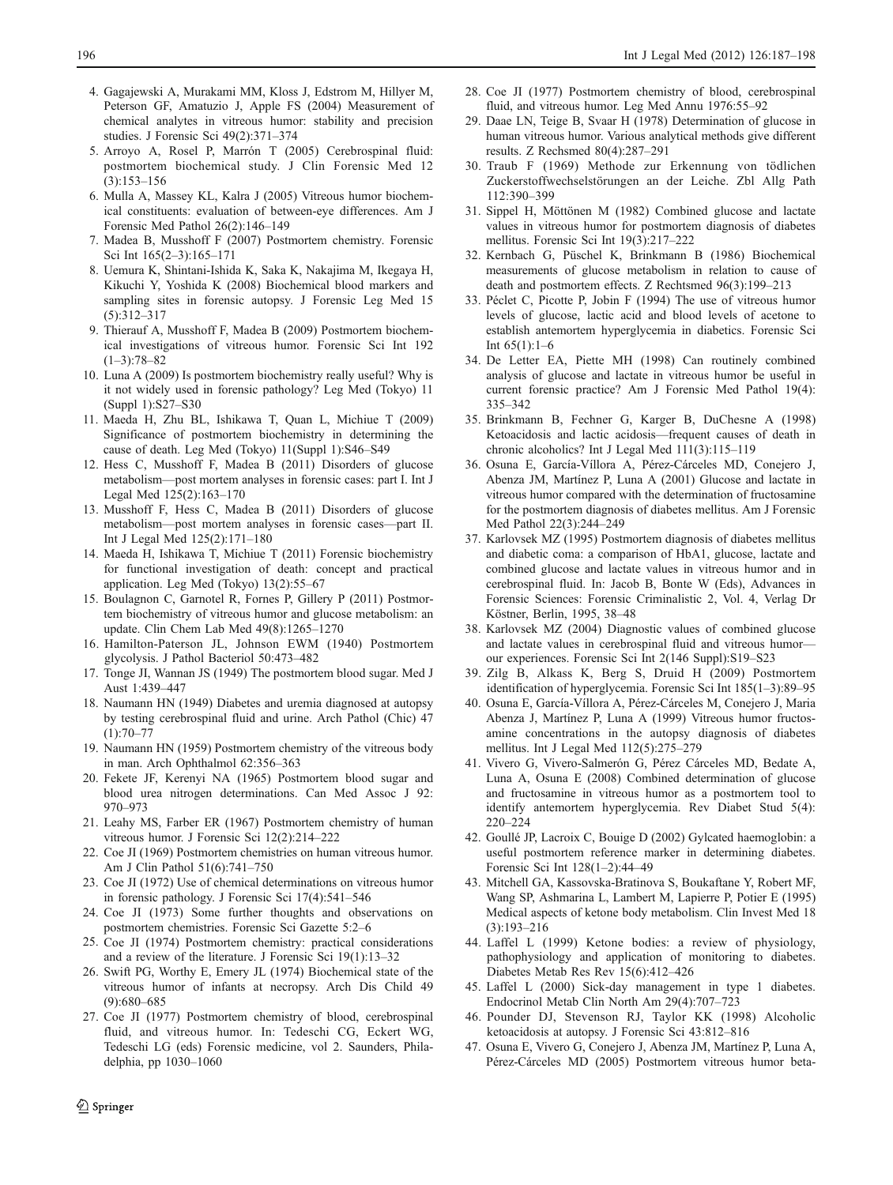4. Gagajewski A, Murakami MM, Kloss J, Edstrom M, Hillyer M, Peterson GF, Amatuzio J, Apple FS (2004) Measurement of chemical analytes in vitreous humor: stability and precision studies. J Forensic Sci 49(2):371–374
5. Arroyo A, Rosel P, Marrón T (2005) Cerebrospinal fluid: postmortem biochemical study. J Clin Forensic Med 12 (3):153–156
6. Mulla A, Massey KL, Kalra J (2005) Vitreous humor biochemical constituents: evaluation of between-eye differences. Am J Forensic Med Pathol 26(2):146–149
7. Madea B, Musshoff F (2007) Postmortem chemistry. Forensic Sci Int 165(2–3):165–171
8. Uemura K, Shintani-Ishida K, Saka K, Nakajima M, Ikegaya H, Kikuchi Y, Yoshida K (2008) Biochemical blood markers and sampling sites in forensic autopsy. J Forensic Leg Med 15 (5):312–317
9. Thierauf A, Musshoff F, Madea B (2009) Postmortem biochemical investigations of vitreous humor. Forensic Sci Int 192 (1–3):78–82
10. Luna A (2009) Is postmortem biochemistry really useful? Why is it not widely used in forensic pathology? Leg Med (Tokyo) 11 (Suppl 1):S27–S30
11. Maeda H, Zhu BL, Ishikawa T, Quan L, Michiue T (2009) Significance of postmortem biochemistry in determining the cause of death. Leg Med (Tokyo) 11(Suppl 1):S46–S49
12. Hess C, Musshoff F, Madea B (2011) Disorders of glucose metabolism—post mortem analyses in forensic cases: part I. Int J Legal Med 125(2):163–170
13. Musshoff F, Hess C, Madea B (2011) Disorders of glucose metabolism—post mortem analyses in forensic cases—part II. Int J Legal Med 125(2):171–180
14. Maeda H, Ishikawa T, Michiue T (2011) Forensic biochemistry for functional investigation of death: concept and practical application. Leg Med (Tokyo) 13(2):55–67
15. Boulagnon C, Garnotel R, Fornes P, Gillery P (2011) Postmortem biochemistry of vitreous humor and glucose metabolism: an update. Clin Chem Lab Med 49(8):1265–1270
16. Hamilton-Paterson JL, Johnson EWM (1940) Postmortem glycolysis. J Pathol Bacteriol 50:473–482
17. Tonge JI, Wannan JS (1949) The postmortem blood sugar. Med J Aust 1:439–447
18. Naumann HN (1949) Diabetes and uremia diagnosed at autopsy by testing cerebrospinal fluid and urine. Arch Pathol (Chic) 47 (1):70–77
19. Naumann HN (1959) Postmortem chemistry of the vitreous body in man. Arch Ophthalmol 62:356–363
20. Fekete JF, Kerenyi NA (1965) Postmortem blood sugar and blood urea nitrogen determinations. Can Med Assoc J 92: 970–973
21. Leahy MS, Farber ER (1967) Postmortem chemistry of human vitreous humor. J Forensic Sci 12(2):214–222
22. Coe JI (1969) Postmortem chemistries on human vitreous humor. Am J Clin Pathol 51(6):741–750
23. Coe JI (1972) Use of chemical determinations on vitreous humor in forensic pathology. J Forensic Sci 17(4):541–546
24. Coe JI (1973) Some further thoughts and observations on postmortem chemistries. Forensic Sci Gazette 5:2–6
25. Coe JI (1974) Postmortem chemistry: practical considerations and a review of the literature. J Forensic Sci 19(1):13–32
26. Swift PG, Worthy E, Emery JL (1974) Biochemical state of the vitreous humor of infants at necropsy. Arch Dis Child 49 (9):680–685
27. Coe JI (1977) Postmortem chemistry of blood, cerebrospinal fluid, and vitreous humor. In: Tedeschi CG, Eckert WG, Tedeschi LG (eds) Forensic medicine, vol 2. Saunders, Philadelphia, pp 1030–1060
28. Coe JI (1977) Postmortem chemistry of blood, cerebrospinal fluid, and vitreous humor. Leg Med Annu 1976:55–92
29. Daae LN, Teige B, Svaar H (1978) Determination of glucose in human vitreous humor. Various analytical methods give different results. Z Rechsmed 80(4):287–291
30. Traub F (1969) Methode zur Erkennung von tödlichen Zuckerstoffwechselstörungen an der Leiche. Zbl Allg Path 112:390–399
31. Sippel H, Möttönen M (1982) Combined glucose and lactate values in vitreous humor for postmortem diagnosis of diabetes mellitus. Forensic Sci Int 19(3):217–222
32. Kernbach G, Püschel K, Brinkmann B (1986) Biochemical measurements of glucose metabolism in relation to cause of death and postmortem effects. Z Rechtsmed 96(3):199–213
33. Péclet C, Picotte P, Jobin F (1994) The use of vitreous humor levels of glucose, lactic acid and blood levels of acetone to establish antemortem hyperglycemia in diabetics. Forensic Sci Int 65(1):1–6
34. De Letter EA, Piette MH (1998) Can routinely combined analysis of glucose and lactate in vitreous humor be useful in current forensic practice? Am J Forensic Med Pathol 19(4): 335–342
35. Brinkmann B, Fechner G, Karger B, DuChesne A (1998) Ketoacidosis and lactic acidosis—frequent causes of death in chronic alcoholics? Int J Legal Med 111(3):115–119
36. Osuna E, García-Víllora A, Pérez-Cárceles MD, Conejero J, Abenza JM, Martínez P, Luna A (2001) Glucose and lactate in vitreous humor compared with the determination of fructosamine for the postmortem diagnosis of diabetes mellitus. Am J Forensic Med Pathol 22(3):244–249
37. Karlovsek MZ (1995) Postmortem diagnosis of diabetes mellitus and diabetic coma: a comparison of HbA1, glucose, lactate and combined glucose and lactate values in vitreous humor and in cerebrospinal fluid. In: Jacob B, Bonte W (Eds), Advances in Forensic Sciences: Forensic Criminalistic 2, Vol. 4, Verlag Dr Köstner, Berlin, 1995, 38–48
38. Karlovsek MZ (2004) Diagnostic values of combined glucose and lactate values in cerebrospinal fluid and vitreous humor—our experiences. Forensic Sci Int 2(146 Suppl):S19–S23
39. Zilg B, Alkass K, Berg S, Druid H (2009) Postmortem identification of hyperglycemia. Forensic Sci Int 185(1–3):89–95
40. Osuna E, García-Víllora A, Pérez-Cárceles M, Conejero J, Maria Abenza J, Martínez P, Luna A (1999) Vitreous humor fructosamine concentrations in the autopsy diagnosis of diabetes mellitus. Int J Legal Med 112(5):275–279
41. Vivero G, Vivero-Salmerón G, Pérez Cárceles MD, Bedate A, Luna A, Osuna E (2008) Combined determination of glucose and fructosamine in vitreous humor as a postmortem tool to identify antemortem hyperglycemia. Rev Diabet Stud 5(4): 220–224
42. Goullé JP, Lacroix C, Bouige D (2002) Gylcated haemoglobin: a useful postmortem reference marker in determining diabetes. Forensic Sci Int 128(1–2):44–49
43. Mitchell GA, Kassovska-Bratinova S, Boukaftane Y, Robert MF, Wang SP, Ashmarina L, Lambert M, Lapierre P, Potier E (1995) Medical aspects of ketone body metabolism. Clin Invest Med 18 (3):193–216
44. Laffel L (1999) Ketone bodies: a review of physiology, pathophysiology and application of monitoring to diabetes. Diabetes Metab Res Rev 15(6):412–426
45. Laffel L (2000) Sick-day management in type 1 diabetes. Endocrinol Metab Clin North Am 29(4):707–723
46. Pounder DJ, Stevenson RJ, Taylor KK (1998) Alcoholic ketoacidosis at autopsy. J Forensic Sci 43:812–816
47. Osuna E, Vivero G, Conejero J, Abenza JM, Martínez P, Luna A, Pérez-Cárceles MD (2005) Postmortem vitreous humor beta-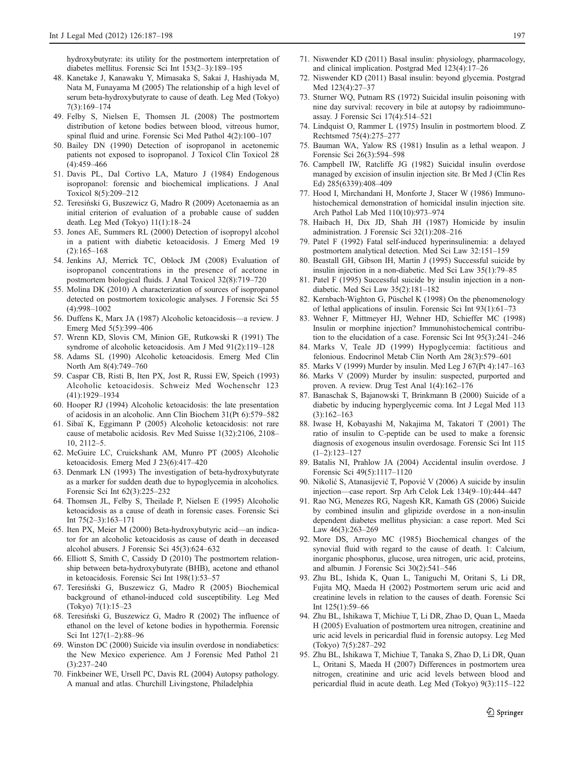hydroxybutyrate: its utility for the postmortem interpretation of diabetes mellitus. Forensic Sci Int 153(2–3):189–195

48. Kanetake J, Kanawaku Y, Mimasaka S, Sakai J, Hashiyada M, Nata M, Funayama M (2005) The relationship of a high level of serum beta-hydroxybutyrate to cause of death. Leg Med (Tokyo) 7(3):169–174
49. Felby S, Nielsen E, Thomsen JL (2008) The postmortem distribution of ketone bodies between blood, vitreous humor, spinal fluid and urine. Forensic Sci Med Pathol 4(2):100–107
50. Bailey DN (1990) Detection of isopropanol in acetonemic patients not exposed to isopropanol. J Toxicol Clin Toxicol 28 (4):459–466
51. Davis PL, Dal Cortivo LA, Maturo J (1984) Endogenous isopropanol: forensic and biochemical implications. J Anal Toxicol 8(5):209–212
52. Teresiński G, Buszewicz G, Madro R (2009) Acetonaemia as an initial criterion of evaluation of a probable cause of sudden death. Leg Med (Tokyo) 11(1):18–24
53. Jones AE, Summers RL (2000) Detection of isopropyl alcohol in a patient with diabetic ketoacidosis. J Emerg Med 19 (2):165–168
54. Jenkins AJ, Merrick TC, Oblock JM (2008) Evaluation of isopropanol concentrations in the presence of acetone in postmortem biological fluids. J Anal Toxicol 32(8):719–720
55. Molina DK (2010) A characterization of sources of isopropanol detected on postmortem toxicologic analyses. J Forensic Sci 55 (4):998–1002
56. Duffens K, Marx JA (1987) Alcoholic ketoacidosis—a review. J Emerg Med 5(5):399–406
57. Wrenn KD, Slovis CM, Minion GE, Rutkowski R (1991) The syndrome of alcoholic ketoacidosis. Am J Med 91(2):119–128
58. Adams SL (1990) Alcoholic ketoacidosis. Emerg Med Clin North Am 8(4):749–760
59. Caspar CB, Risti B, Iten PX, Jost R, Russi EW, Speich (1993) Alcoholic ketoacidosis. Schweiz Med Wochenschr 123 (41):1929–1934
60. Hooper RJ (1994) Alcoholic ketoacidosis: the late presentation of acidosis in an alcoholic. Ann Clin Biochem 31(Pt 6):579–582
61. Sibaï K, Eggimann P (2005) Alcoholic ketoacidosis: not rare cause of metabolic acidosis. Rev Med Suisse 1(32):2106, 2108–10, 2112–5.
62. McGuire LC, Cruickshank AM, Munro PT (2005) Alcoholic ketoacidosis. Emerg Med J 23(6):417–420
63. Denmark LN (1993) The investigation of beta-hydroxybutyrate as a marker for sudden death due to hypoglycemia in alcoholics. Forensic Sci Int 62(3):225–232
64. Thomsen JL, Felby S, Theilade P, Nielsen E (1995) Alcoholic ketoacidosis as a cause of death in forensic cases. Forensic Sci Int 75(2–3):163–171
65. Iten PX, Meier M (2000) Beta-hydroxybutyric acid—an indicator for an alcoholic ketoacidosis as cause of death in deceased alcohol abusers. J Forensic Sci 45(3):624–632
66. Elliott S, Smith C, Cassidy D (2010) The postmortem relationship between beta-hydroxybutyrate (BHB), acetone and ethanol in ketoacidosis. Forensic Sci Int 198(1):53–57
67. Teresiński G, Buszewicz G, Madro R (2005) Biochemical background of ethanol-induced cold susceptibility. Leg Med (Tokyo) 7(1):15–23
68. Teresiński G, Buszewicz G, Madro R (2002) The influence of ethanol on the level of ketone bodies in hypothermia. Forensic Sci Int 127(1–2):88–96
69. Winston DC (2000) Suicide via insulin overdose in nondiabetics: the New Mexico experience. Am J Forensic Med Pathol 21 (3):237–240
70. Finkbeiner WE, Ursell PC, Davis RL (2004) Autopsy pathology. A manual and atlas. Churchill Livingstone, Philadelphia
71. Niswender KD (2011) Basal insulin: physiology, pharmacology, and clinical implication. Postgrad Med 123(4):17–26
72. Niswender KD (2011) Basal insulin: beyond glycemia. Postgrad Med 123(4):27–37
73. Sturner WQ, Putnam RS (1972) Suicidal insulin poisoning with nine day survival: recovery in bile at autopsy by radioimmunoassay. J Forensic Sci 17(4):514–521
74. Lindquist O, Rammer L (1975) Insulin in postmortem blood. Z Rechtsmed 75(4):275–277
75. Bauman WA, Yalow RS (1981) Insulin as a lethal weapon. J Forensic Sci 26(3):594–598
76. Campbell IW, Ratcliffe JG (1982) Suicidal insulin overdose managed by excision of insulin injection site. Br Med J (Clin Res Ed) 285(6339):408–409
77. Hood I, Mirchandani H, Monforte J, Stacer W (1986) Immunohistochemical demonstration of homicidal insulin injection site. Arch Pathol Lab Med 110(10):973–974
78. Haibach H, Dix JD, Shah JH (1987) Homicide by insulin administration. J Forensic Sci 32(1):208–216
79. Patel F (1992) Fatal self-induced hyperinsulinemia: a delayed postmortem analytical detection. Med Sci Law 32:151–159
80. Beastall GH, Gibson IH, Martin J (1995) Successful suicide by insulin injection in a non-diabetic. Med Sci Law 35(1):79–85
81. Patel F (1995) Successful suicide by insulin injection in a non-diabetic. Med Sci Law 35(2):181–182
82. Kernbach-Wighton G, Püschel K (1998) On the phenomenology of lethal applications of insulin. Forensic Sci Int 93(1):61–73
83. Wehner F, Mittmeyer HJ, Wehner HD, Schieffer MC (1998) Insulin or morphine injection? Immunohistochemical contribution to the elucidation of a case. Forensic Sci Int 95(3):241–246
84. Marks V, Teale JD (1999) Hypoglycemia: factitious and felonious. Endocrinol Metab Clin North Am 28(3):579–601
85. Marks V (1999) Murder by insulin. Med Leg J 67(Pt 4):147–163
86. Marks V (2009) Murder by insulin: suspected, purported and proven. A review. Drug Test Anal 1(4):162–176
87. Banaschak S, Bajanowski T, Brinkmann B (2000) Suicide of a diabetic by inducing hyperglycemic coma. Int J Legal Med 113 (3):162–163
88. Iwase H, Kobayashi M, Nakajima M, Takatori T (2001) The ratio of insulin to C-peptide can be used to make a forensic diagnosis of exogenous insulin overdosage. Forensic Sci Int 115 (1–2):123–127
89. Batalis NI, Prahlow JA (2004) Accidental insulin overdose. J Forensic Sci 49(5):1117–1120
90. Nikolić S, Atanasijević T, Popović V (2006) A suicide by insulin injection—case report. Srp Arh Celok Lek 134(9–10):444–447
91. Rao NG, Menezes RG, Nagesh KR, Kamath GS (2006) Suicide by combined insulin and glipizide overdose in a non-insulin dependent diabetes mellitus physician: a case report. Med Sci Law 46(3):263–269
92. More DS, Arroyo MC (1985) Biochemical changes of the synovial fluid with regard to the cause of death. 1: Calcium, inorganic phosphorus, glucose, urea nitrogen, uric acid, proteins, and albumin. J Forensic Sci 30(2):541–546
93. Zhu BL, Ishida K, Quan L, Taniguchi M, Oritani S, Li DR, Fujita MQ, Maeda H (2002) Postmortem serum uric acid and creatinine levels in relation to the causes of death. Forensic Sci Int 125(1):59–66
94. Zhu BL, Ishikawa T, Michiue T, Li DR, Zhao D, Quan L, Maeda H (2005) Evaluation of postmortem urea nitrogen, creatinine and uric acid levels in pericardial fluid in forensic autopsy. Leg Med (Tokyo) 7(5):287–292
95. Zhu BL, Ishikawa T, Michiue T, Tanaka S, Zhao D, Li DR, Quan L, Oritani S, Maeda H (2007) Differences in postmortem urea nitrogen, creatinine and uric acid levels between blood and pericardial fluid in acute death. Leg Med (Tokyo) 9(3):115–122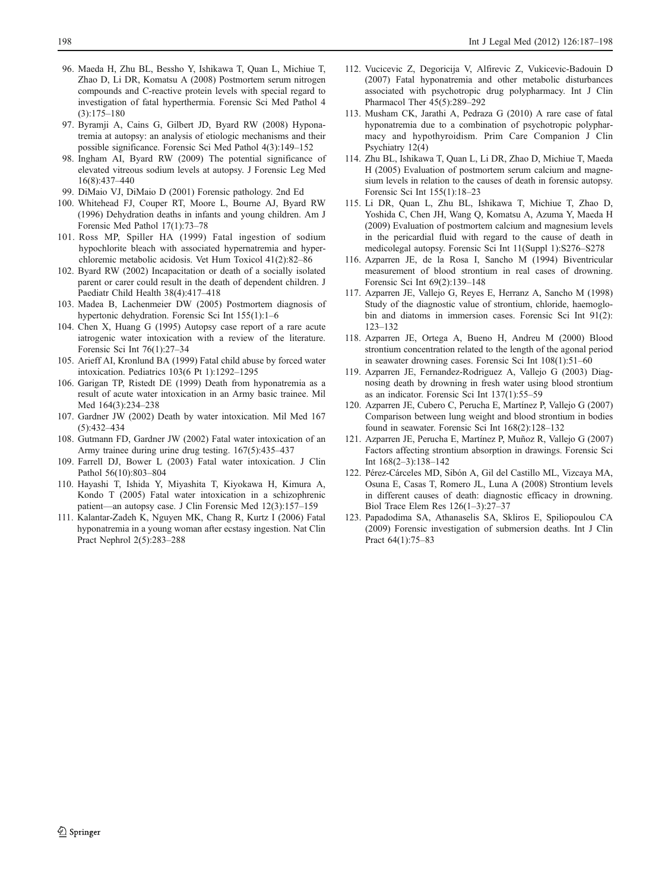96. Maeda H, Zhu BL, Bessho Y, Ishikawa T, Quan L, Michiue T, Zhao D, Li DR, Komatsu A (2008) Postmortem serum nitrogen compounds and C-reactive protein levels with special regard to investigation of fatal hyperthermia. Forensic Sci Med Pathol 4 (3):175–180
97. Byramji A, Cains G, Gilbert JD, Byard RW (2008) Hyponatremia at autopsy: an analysis of etiologic mechanisms and their possible significance. Forensic Sci Med Pathol 4(3):149–152
98. Ingham AI, Byard RW (2009) The potential significance of elevated vitreous sodium levels at autopsy. J Forensic Leg Med 16(8):437–440
99. DiMaio VJ, DiMaio D (2001) Forensic pathology. 2nd Ed
100. Whitehead FJ, Couper RT, Moore L, Bourne AJ, Byard RW (1996) Dehydration deaths in infants and young children. Am J Forensic Med Pathol 17(1):73–78
101. Ross MP, Spiller HA (1999) Fatal ingestion of sodium hypochlorite bleach with associated hypernatremia and hyperchloremic metabolic acidosis. Vet Hum Toxicol 41(2):82–86
102. Byard RW (2002) Incapacitation or death of a socially isolated parent or carer could result in the death of dependent children. J Paediatr Child Health 38(4):417–418
103. Madea B, Lachenmeier DW (2005) Postmortem diagnosis of hypertonic dehydration. Forensic Sci Int 155(1):1–6
104. Chen X, Huang G (1995) Autopsy case report of a rare acute iatrogenic water intoxication with a review of the literature. Forensic Sci Int 76(1):27–34
105. Arieff AI, Kronlund BA (1999) Fatal child abuse by forced water intoxication. Pediatrics 103(6 Pt 1):1292–1295
106. Garigan TP, Ristedt DE (1999) Death from hyponatremia as a result of acute water intoxication in an Army basic trainee. Mil Med 164(3):234–238
107. Gardner JW (2002) Death by water intoxication. Mil Med 167 (5):432–434
108. Gutmann FD, Gardner JW (2002) Fatal water intoxication of an Army trainee during urine drug testing. 167(5):435–437
109. Farrell DJ, Bower L (2003) Fatal water intoxication. J Clin Pathol 56(10):803–804
110. Hayashi T, Ishida Y, Miyashita T, Kiyokawa H, Kimura A, Kondo T (2005) Fatal water intoxication in a schizophrenic patient—an autopsy case. J Clin Forensic Med 12(3):157–159
111. Kalantar-Zadeh K, Nguyen MK, Chang R, Kurtz I (2006) Fatal hyponatremia in a young woman after ecstasy ingestion. Nat Clin Pract Nephrol 2(5):283–288
112. Vucicevic Z, Degoricija V, Alfirevic Z, Vukicevic-Badouin D (2007) Fatal hyponatremia and other metabolic disturbances associated with psychotropic drug polypharmacy. Int J Clin Pharmacol Ther 45(5):289–292
113. Musham CK, Jarathi A, Pedraza G (2010) A rare case of fatal hyponatremia due to a combination of psychotropic polypharmacy and hypothyroidism. Prim Care Companion J Clin Psychiatry 12(4)
114. Zhu BL, Ishikawa T, Quan L, Li DR, Zhao D, Michiue T, Maeda H (2005) Evaluation of postmortem serum calcium and magnesium levels in relation to the causes of death in forensic autopsy. Forensic Sci Int 155(1):18–23
115. Li DR, Quan L, Zhu BL, Ishikawa T, Michiue T, Zhao D, Yoshida C, Chen JH, Wang Q, Komatsu A, Azuma Y, Maeda H (2009) Evaluation of postmortem calcium and magnesium levels in the pericardial fluid with regard to the cause of death in medicolegal autopsy. Forensic Sci Int 11(Suppl 1):S276–S278
116. Azparren JE, de la Rosa I, Sancho M (1994) Biventricular measurement of blood strontium in real cases of drowning. Forensic Sci Int 69(2):139–148
117. Azparren JE, Vallejo G, Reyes E, Herranz A, Sancho M (1998) Study of the diagnostic value of strontium, chloride, haemoglobin and diatoms in immersion cases. Forensic Sci Int 91(2): 123–132
118. Azparren JE, Ortega A, Bueno H, Andreu M (2000) Blood strontium concentration related to the length of the agonal period in seawater drowning cases. Forensic Sci Int 108(1):51–60
119. Azparren JE, Fernandez-Rodriguez A, Vallejo G (2003) Diagnosing death by drowning in fresh water using blood strontium as an indicator. Forensic Sci Int 137(1):55–59
120. Azparren JE, Cubero C, Perucha E, Martínez P, Vallejo G (2007) Comparison between lung weight and blood strontium in bodies found in seawater. Forensic Sci Int 168(2):128–132
121. Azparren JE, Perucha E, Martínez P, Muñoz R, Vallejo G (2007) Factors affecting strontium absorption in drawings. Forensic Sci Int 168(2–3):138–142
122. Pérez-Cárceles MD, Sibón A, Gil del Castillo ML, Vizcaya MA, Osuna E, Casas T, Romero JL, Luna A (2008) Strontium levels in different causes of death: diagnostic efficacy in drowning. Biol Trace Elem Res 126(1–3):27–37
123. Papadodima SA, Athanaselis SA, Skliros E, Spiliopoulou CA (2009) Forensic investigation of submersion deaths. Int J Clin Pract 64(1):75–83